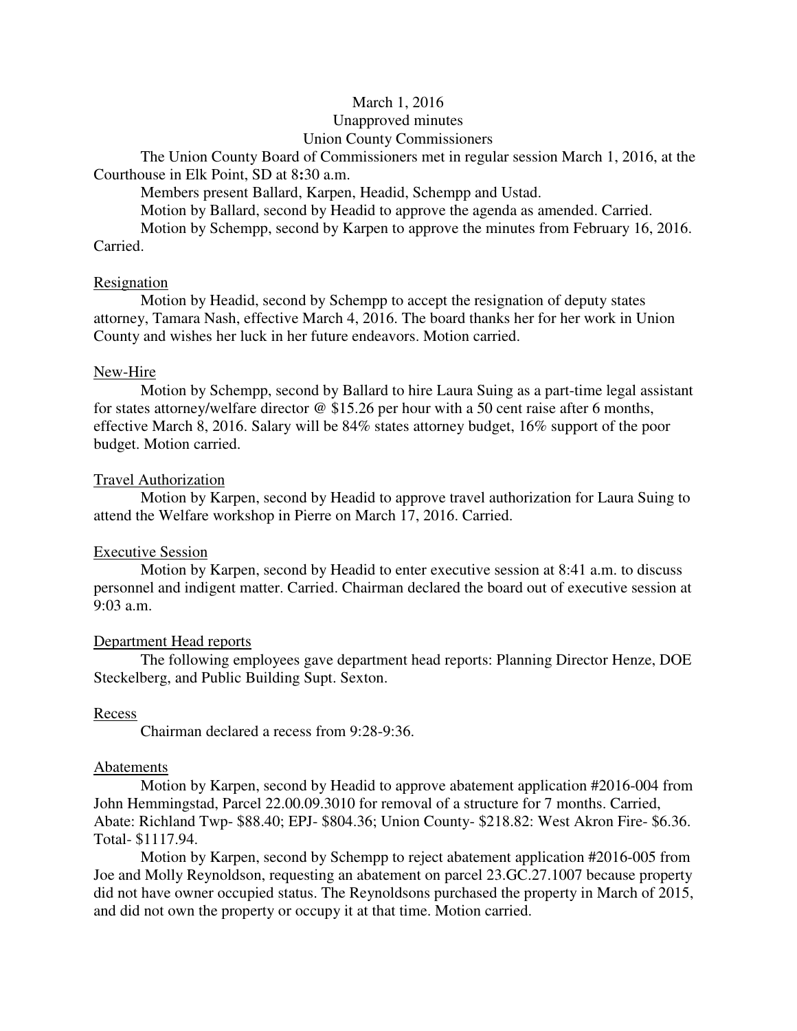March 1, 2016
Unapproved minutes
Union County Commissioners

The Union County Board of Commissioners met in regular session March 1, 2016, at the Courthouse in Elk Point, SD at 8**:**30 a.m.

Members present Ballard, Karpen, Headid, Schempp and Ustad.

Motion by Ballard, second by Headid to approve the agenda as amended. Carried.

Motion by Schempp, second by Karpen to approve the minutes from February 16, 2016. Carried.

<u>Resignation</u>

Motion by Headid, second by Schempp to accept the resignation of deputy states attorney, Tamara Nash, effective March 4, 2016. The board thanks her for her work in Union County and wishes her luck in her future endeavors. Motion carried.

<u>New-Hire</u>

Motion by Schempp, second by Ballard to hire Laura Suing as a part-time legal assistant for states attorney/welfare director @ $15.26 per hour with a 50 cent raise after 6 months, effective March 8, 2016. Salary will be 84% states attorney budget, 16% support of the poor budget. Motion carried.

<u>Travel Authorization</u>

Motion by Karpen, second by Headid to approve travel authorization for Laura Suing to attend the Welfare workshop in Pierre on March 17, 2016. Carried.

<u>Executive Session</u>

Motion by Karpen, second by Headid to enter executive session at 8:41 a.m. to discuss personnel and indigent matter. Carried. Chairman declared the board out of executive session at 9:03 a.m.

<u>Department Head reports</u>

The following employees gave department head reports: Planning Director Henze, DOE Steckelberg, and Public Building Supt. Sexton.

<u>Recess</u>

Chairman declared a recess from 9:28-9:36.

<u>Abatements</u>

Motion by Karpen, second by Headid to approve abatement application #2016-004 from John Hemmingstad, Parcel 22.00.09.3010 for removal of a structure for 7 months. Carried, Abate: Richland Twp- $88.40; EPJ- $804.36; Union County- $218.82: West Akron Fire- $6.36. Total- $1117.94.

Motion by Karpen, second by Schempp to reject abatement application #2016-005 from Joe and Molly Reynoldson, requesting an abatement on parcel 23.GC.27.1007 because property did not have owner occupied status. The Reynoldsons purchased the property in March of 2015, and did not own the property or occupy it at that time. Motion carried.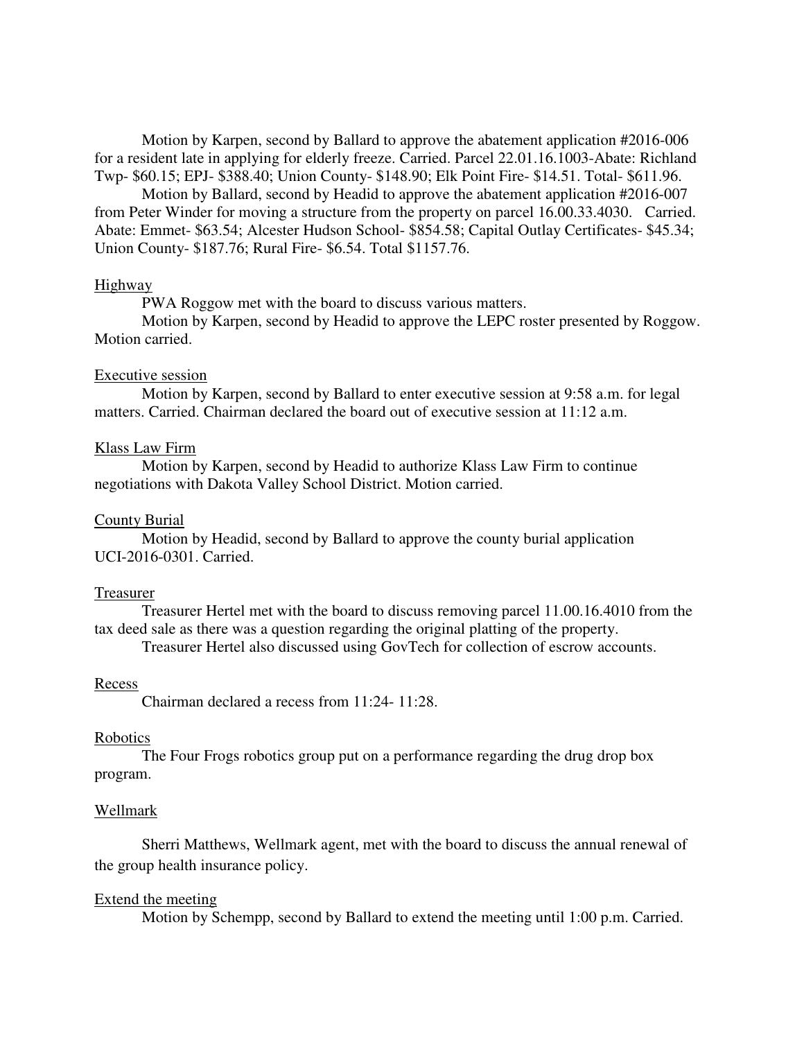Motion by Karpen, second by Ballard to approve the abatement application #2016-006 for a resident late in applying for elderly freeze. Carried. Parcel 22.01.16.1003-Abate: Richland Twp- $60.15; EPJ- $388.40; Union County- $148.90; Elk Point Fire- $14.51. Total- $611.96.

Motion by Ballard, second by Headid to approve the abatement application #2016-007 from Peter Winder for moving a structure from the property on parcel 16.00.33.4030. Carried. Abate: Emmet- $63.54; Alcester Hudson School- $854.58; Capital Outlay Certificates- $45.34; Union County- $187.76; Rural Fire- $6.54. Total $1157.76.

Highway

PWA Roggow met with the board to discuss various matters.

Motion by Karpen, second by Headid to approve the LEPC roster presented by Roggow. Motion carried.

Executive session

Motion by Karpen, second by Ballard to enter executive session at 9:58 a.m. for legal matters. Carried. Chairman declared the board out of executive session at 11:12 a.m.

Klass Law Firm

Motion by Karpen, second by Headid to authorize Klass Law Firm to continue negotiations with Dakota Valley School District. Motion carried.

County Burial

Motion by Headid, second by Ballard to approve the county burial application UCI-2016-0301. Carried.

Treasurer

Treasurer Hertel met with the board to discuss removing parcel 11.00.16.4010 from the tax deed sale as there was a question regarding the original platting of the property.

Treasurer Hertel also discussed using GovTech for collection of escrow accounts.

Recess

Chairman declared a recess from 11:24- 11:28.

Robotics

The Four Frogs robotics group put on a performance regarding the drug drop box program.

Wellmark

Sherri Matthews, Wellmark agent, met with the board to discuss the annual renewal of the group health insurance policy.

Extend the meeting

Motion by Schempp, second by Ballard to extend the meeting until 1:00 p.m. Carried.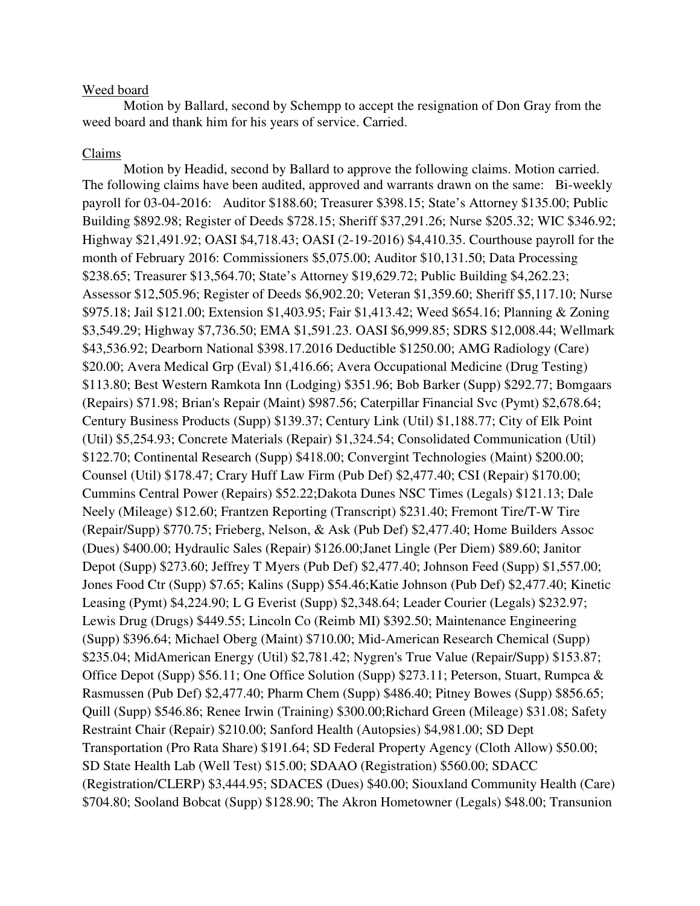Weed board

Motion by Ballard, second by Schempp to accept the resignation of Don Gray from the weed board and thank him for his years of service. Carried.

Claims

Motion by Headid, second by Ballard to approve the following claims. Motion carried. The following claims have been audited, approved and warrants drawn on the same: Bi-weekly payroll for 03-04-2016: Auditor $188.60; Treasurer $398.15; State's Attorney $135.00; Public Building $892.98; Register of Deeds $728.15; Sheriff $37,291.26; Nurse $205.32; WIC $346.92; Highway $21,491.92; OASI $4,718.43; OASI (2-19-2016) $4,410.35. Courthouse payroll for the month of February 2016: Commissioners $5,075.00; Auditor $10,131.50; Data Processing $238.65; Treasurer $13,564.70; State's Attorney $19,629.72; Public Building $4,262.23; Assessor $12,505.96; Register of Deeds $6,902.20; Veteran $1,359.60; Sheriff $5,117.10; Nurse $975.18; Jail $121.00; Extension $1,403.95; Fair $1,413.42; Weed $654.16; Planning & Zoning $3,549.29; Highway $7,736.50; EMA $1,591.23. OASI $6,999.85; SDRS $12,008.44; Wellmark $43,536.92; Dearborn National $398.17.2016 Deductible $1250.00; AMG Radiology (Care) $20.00; Avera Medical Grp (Eval) $1,416.66; Avera Occupational Medicine (Drug Testing) $113.80; Best Western Ramkota Inn (Lodging) $351.96; Bob Barker (Supp) $292.77; Bomgaars (Repairs) $71.98; Brian's Repair (Maint) $987.56; Caterpillar Financial Svc (Pymt) $2,678.64; Century Business Products (Supp) $139.37; Century Link (Util) $1,188.77; City of Elk Point (Util) $5,254.93; Concrete Materials (Repair) $1,324.54; Consolidated Communication (Util) $122.70; Continental Research (Supp) $418.00; Convergint Technologies (Maint) $200.00; Counsel (Util) $178.47; Crary Huff Law Firm (Pub Def) $2,477.40; CSI (Repair) $170.00; Cummins Central Power (Repairs) $52.22;Dakota Dunes NSC Times (Legals) $121.13; Dale Neely (Mileage) $12.60; Frantzen Reporting (Transcript) $231.40; Fremont Tire/T-W Tire (Repair/Supp) $770.75; Frieberg, Nelson, & Ask (Pub Def) $2,477.40; Home Builders Assoc (Dues) $400.00; Hydraulic Sales (Repair) $126.00;Janet Lingle (Per Diem) $89.60; Janitor Depot (Supp) $273.60; Jeffrey T Myers (Pub Def) $2,477.40; Johnson Feed (Supp) $1,557.00; Jones Food Ctr (Supp) $7.65; Kalins (Supp) $54.46;Katie Johnson (Pub Def) $2,477.40; Kinetic Leasing (Pymt) $4,224.90; L G Everist (Supp) $2,348.64; Leader Courier (Legals) $232.97; Lewis Drug (Drugs) $449.55; Lincoln Co (Reimb MI) $392.50; Maintenance Engineering (Supp) $396.64; Michael Oberg (Maint) $710.00; Mid-American Research Chemical (Supp) $235.04; MidAmerican Energy (Util) $2,781.42; Nygren's True Value (Repair/Supp) $153.87; Office Depot (Supp) $56.11; One Office Solution (Supp) $273.11; Peterson, Stuart, Rumpca & Rasmussen (Pub Def) $2,477.40; Pharm Chem (Supp) $486.40; Pitney Bowes (Supp) $856.65; Quill (Supp) $546.86; Renee Irwin (Training) $300.00;Richard Green (Mileage) $31.08; Safety Restraint Chair (Repair) $210.00; Sanford Health (Autopsies) $4,981.00; SD Dept Transportation (Pro Rata Share) $191.64; SD Federal Property Agency (Cloth Allow) $50.00; SD State Health Lab (Well Test) $15.00; SDAAO (Registration) $560.00; SDACC (Registration/CLERP) $3,444.95; SDACES (Dues) $40.00; Siouxland Community Health (Care) $704.80; Sooland Bobcat (Supp) $128.90; The Akron Hometowner (Legals) $48.00; Transunion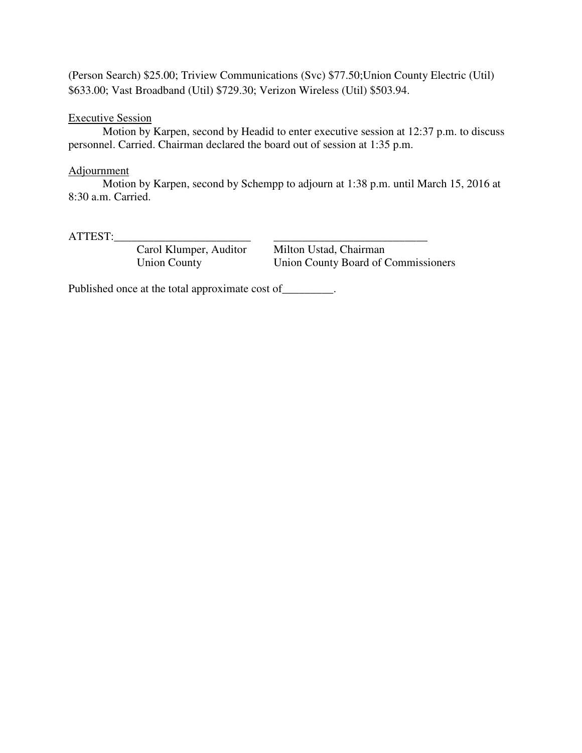(Person Search) $25.00; Triview Communications (Svc) $77.50;Union County Electric (Util) $633.00; Vast Broadband (Util) $729.30; Verizon Wireless (Util) $503.94.

<u>Executive Session</u>

Motion by Karpen, second by Headid to enter executive session at 12:37 p.m. to discuss personnel. Carried. Chairman declared the board out of session at 1:35 p.m.

<u>Adjournment</u>

Motion by Karpen, second by Schempp to adjourn at 1:38 p.m. until March 15, 2016 at 8:30 a.m. Carried.

ATTEST:________________________ ___________________________

Carol Klumper, Auditor
Union County

Milton Ustad, Chairman
Union County Board of Commissioners

Published once at the total approximate cost of_________.